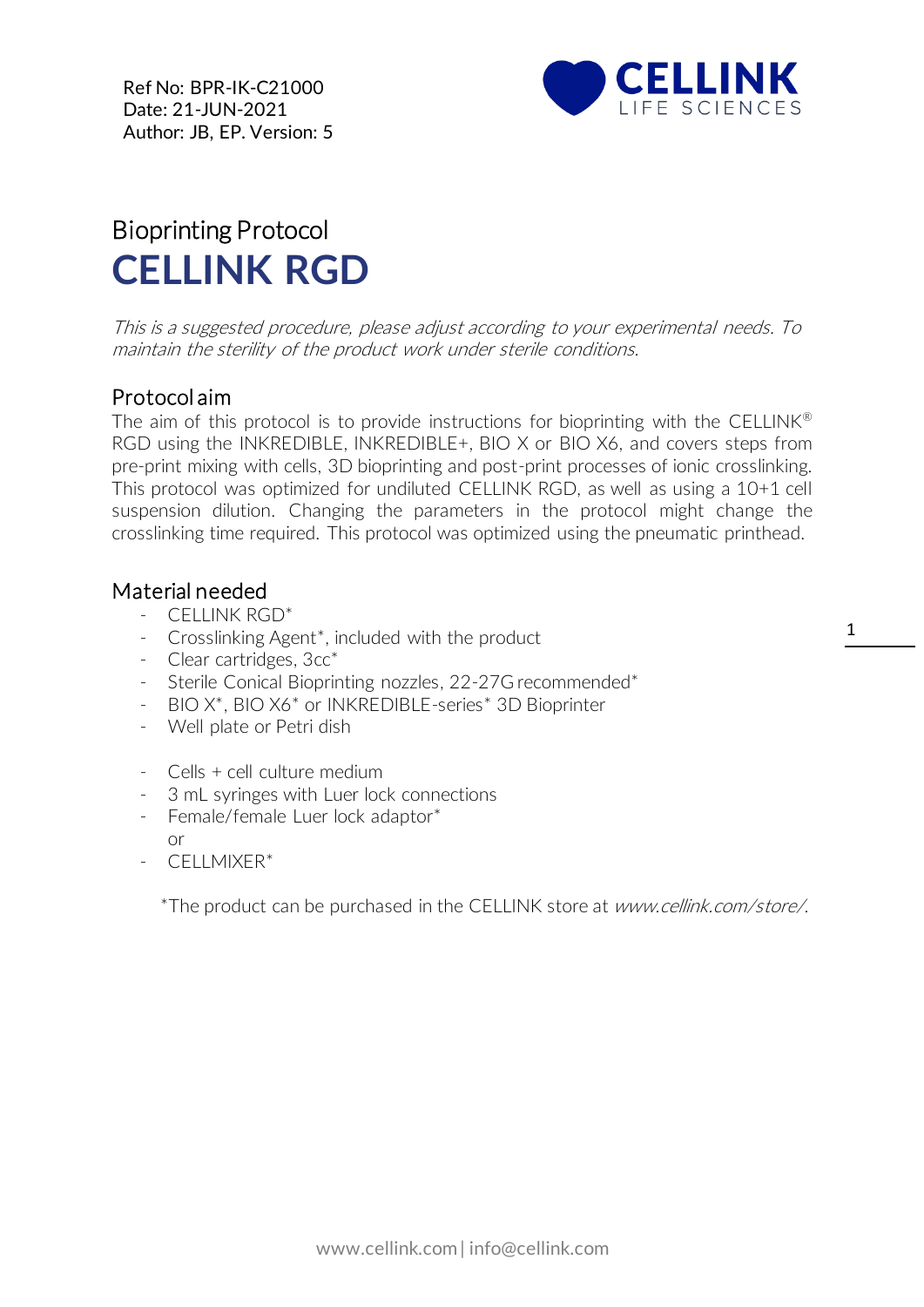Ref No: BPR-IK-C21000
Date: 21-JUN-2021
Author: JB, EP. Version: 5

# Bioprinting Protocol
# **CELLINK RGD**

*This is a suggested procedure, please adjust according to your experimental needs. To maintain the sterility of the product work under sterile conditions.*

## Protocol aim

The aim of this protocol is to provide instructions for bioprinting with the CELLINK® RGD using the INKREDIBLE, INKREDIBLE+, BIO X or BIO X6, and covers steps from pre-print mixing with cells, 3D bioprinting and post-print processes of ionic crosslinking. This protocol was optimized for undiluted CELLINK RGD, as well as using a 10+1 cell suspension dilution. Changing the parameters in the protocol might change the crosslinking time required. This protocol was optimized using the pneumatic printhead.

## Material needed

- CELLINK RGD*
- Crosslinking Agent*, included with the product
- Clear cartridges, 3cc*
- Sterile Conical Bioprinting nozzles, 22-27G recommended*
- BIO X*, BIO X6* or INKREDIBLE-series* 3D Bioprinter
- Well plate or Petri dish

- Cells + cell culture medium
- 3 mL syringes with Luer lock connections
- Female/female Luer lock adaptor*
  or
- CELLMIXER*

*The product can be purchased in the CELLINK store at *www.cellink.com/store/*.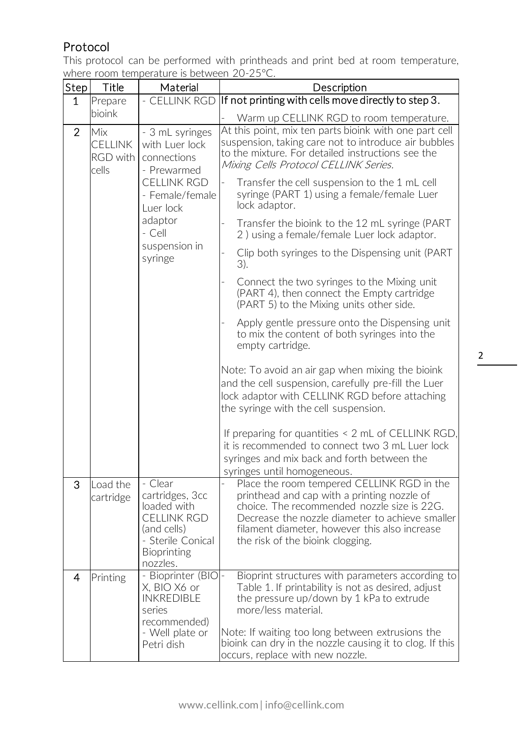## Protocol

This protocol can be performed with printheads and print bed at room temperature, where room temperature is between 20-25°C.

| Step | Title | Material | Description |
|---|---|---|---|
| 1 | Prepare bioink | - CELLINK RGD | **If not printing with cells move directly to step 3.**<br>- Warm up CELLINK RGD to room temperature. |
| 2 | Mix CELLINK RGD with cells | - 3 mL syringes with Luer lock connections<br>- Prewarmed CELLINK RGD<br>- Female/female Luer lock adaptor<br>- Cell suspension in syringe | At this point, mix ten parts bioink with one part cell suspension, taking care not to introduce air bubbles to the mixture. For detailed instructions see the *Mixing Cells Protocol CELLINK Series.*<br>- Transfer the cell suspension to the 1 mL cell syringe (PART 1) using a female/female Luer lock adaptor.<br>- Transfer the bioink to the 12 mL syringe (PART 2 ) using a female/female Luer lock adaptor.<br>- Clip both syringes to the Dispensing unit (PART 3).<br>- Connect the two syringes to the Mixing unit (PART 4), then connect the Empty cartridge (PART 5) to the Mixing units other side.<br>- Apply gentle pressure onto the Dispensing unit to mix the content of both syringes into the empty cartridge.<br><br>Note: To avoid an air gap when mixing the bioink and the cell suspension, carefully pre-fill the Luer lock adaptor with CELLINK RGD before attaching the syringe with the cell suspension.<br><br>If preparing for quantities < 2 mL of CELLINK RGD, it is recommended to connect two 3 mL Luer lock syringes and mix back and forth between the syringes until homogeneous. |
| 3 | Load the cartridge | - Clear cartridges, 3cc loaded with CELLINK RGD (and cells)<br>- Sterile Conical Bioprinting nozzles. | - Place the room tempered CELLINK RGD in the printhead and cap with a printing nozzle of choice. The recommended nozzle size is 22G. Decrease the nozzle diameter to achieve smaller filament diameter, however this also increase the risk of the bioink clogging. |
| 4 | Printing | - Bioprinter (BIO X, BIO X6 or INKREDIBLE series recommended)<br>- Well plate or Petri dish | - Bioprint structures with parameters according to Table 1. If printability is not as desired, adjust the pressure up/down by 1 kPa to extrude more/less material.<br><br>Note: If waiting too long between extrusions the bioink can dry in the nozzle causing it to clog. If this occurs, replace with new nozzle. |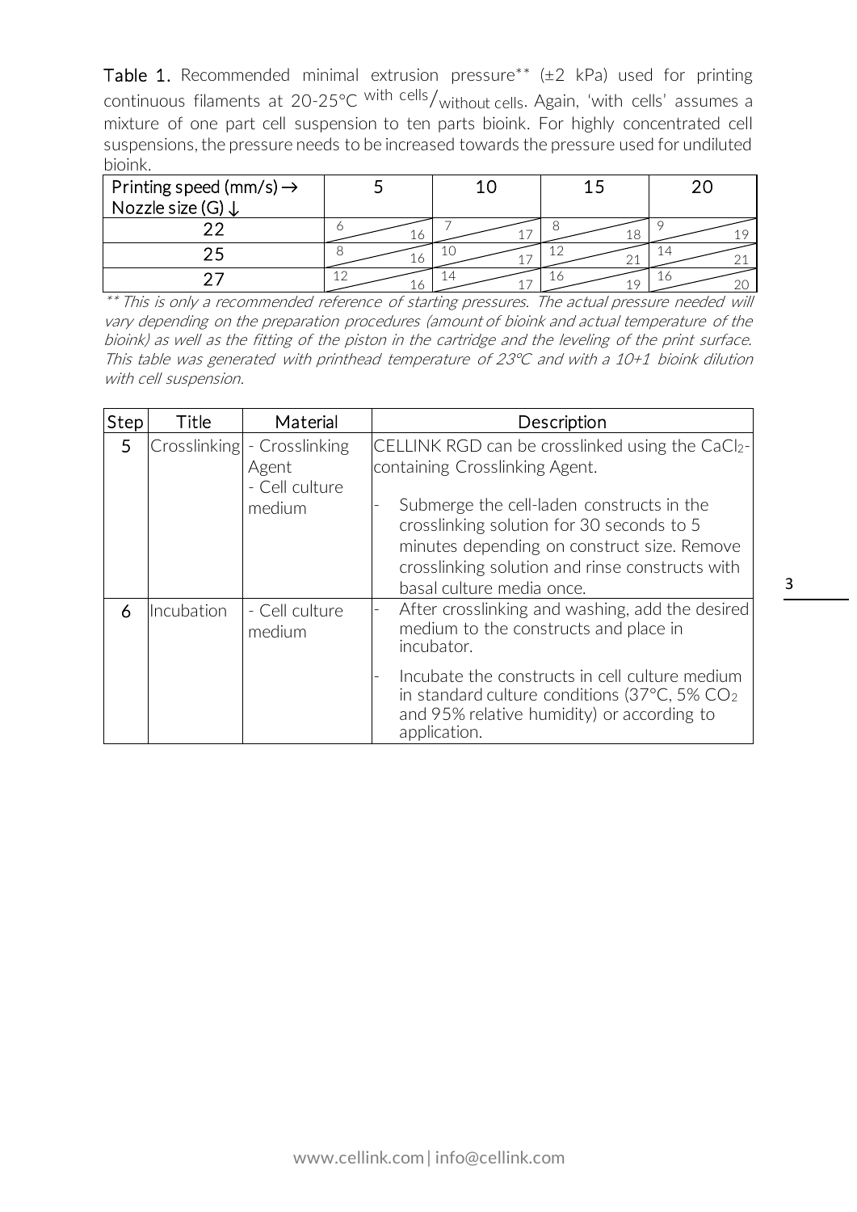**Table 1.** Recommended minimal extrusion pressure** (±2 kPa) used for printing continuous filaments at 20-25°C with cells/without cells. Again, 'with cells' assumes a mixture of one part cell suspension to ten parts bioink. For highly concentrated cell suspensions, the pressure needs to be increased towards the pressure used for undiluted bioink.

| Printing speed (mm/s) → Nozzle size (G) ↓ | 5 | 10 | 15 | 20 |
|---|---|---|---|---|
| 22 | 6 / 16 | 7 / 17 | 8 / 18 | 9 / 19 |
| 25 | 8 / 16 | 10 / 17 | 12 / 21 | 14 / 21 |
| 27 | 12 / 16 | 14 / 17 | 16 / 19 | 16 / 20 |

*** This is only a recommended reference of starting pressures. The actual pressure needed will vary depending on the preparation procedures (amount of bioink and actual temperature of the bioink) as well as the fitting of the piston in the cartridge and the leveling of the print surface. This table was generated with printhead temperature of 23°C and with a 10+1 bioink dilution with cell suspension.*

| Step | Title | Material | Description |
|---|---|---|---|
| 5 | Crosslinking | - Crosslinking Agent<br>- Cell culture medium | CELLINK RGD can be crosslinked using the $CaCl_2$-containing Crosslinking Agent.<br>- Submerge the cell-laden constructs in the crosslinking solution for 30 seconds to 5 minutes depending on construct size. Remove crosslinking solution and rinse constructs with basal culture media once. |
| 6 | Incubation | - Cell culture medium | - After crosslinking and washing, add the desired medium to the constructs and place in incubator.<br>- Incubate the constructs in cell culture medium in standard culture conditions (37°C, 5% $CO_2$ and 95% relative humidity) or according to application. |

www.cellink.com | info@cellink.com